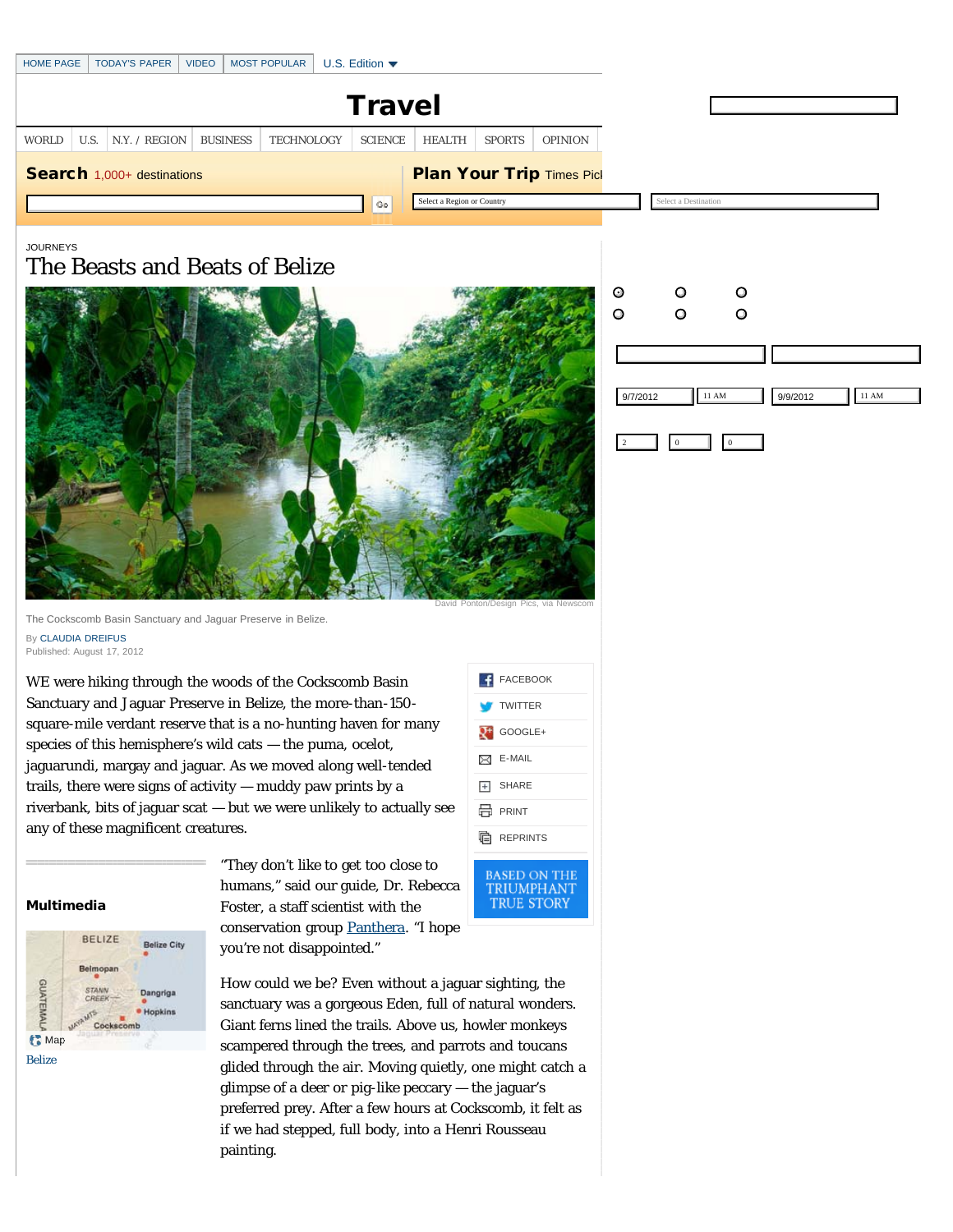JOURNEYS

# The Beasts and Beats of Belize

David Ponton/Design Pics, via Newscom

The Cockscomb Basin Sanctuary and Jaguar Preserve in Belize.

By CLAUDIA DREIFUS

Published: August 17, 2012

WE were hiking through the woods of the Cockscomb Basin Sanctuary and Jaguar Preserve in Belize, the more-than-150-square-mile verdant reserve that is a no-hunting haven for many species of this hemisphere's wild cats — the puma, ocelot, jaguarundi, margay and jaguar. As we moved along well-tended trails, there were signs of activity — muddy paw prints by a riverbank, bits of jaguar scat — but we were unlikely to actually see any of these magnificent creatures.

"They don't like to get too close to humans," said our guide, Dr. Rebecca Foster, a staff scientist with the conservation group Panthera. "I hope you're not disappointed."

How could we be? Even without a jaguar sighting, the sanctuary was a gorgeous Eden, full of natural wonders. Giant ferns lined the trails. Above us, howler monkeys scampered through the trees, and parrots and toucans glided through the air. Moving quietly, one might catch a glimpse of a deer or pig-like peccary — the jaguar's preferred prey. After a few hours at Cockscomb, it felt as if we had stepped, full body, into a Henri Rousseau painting.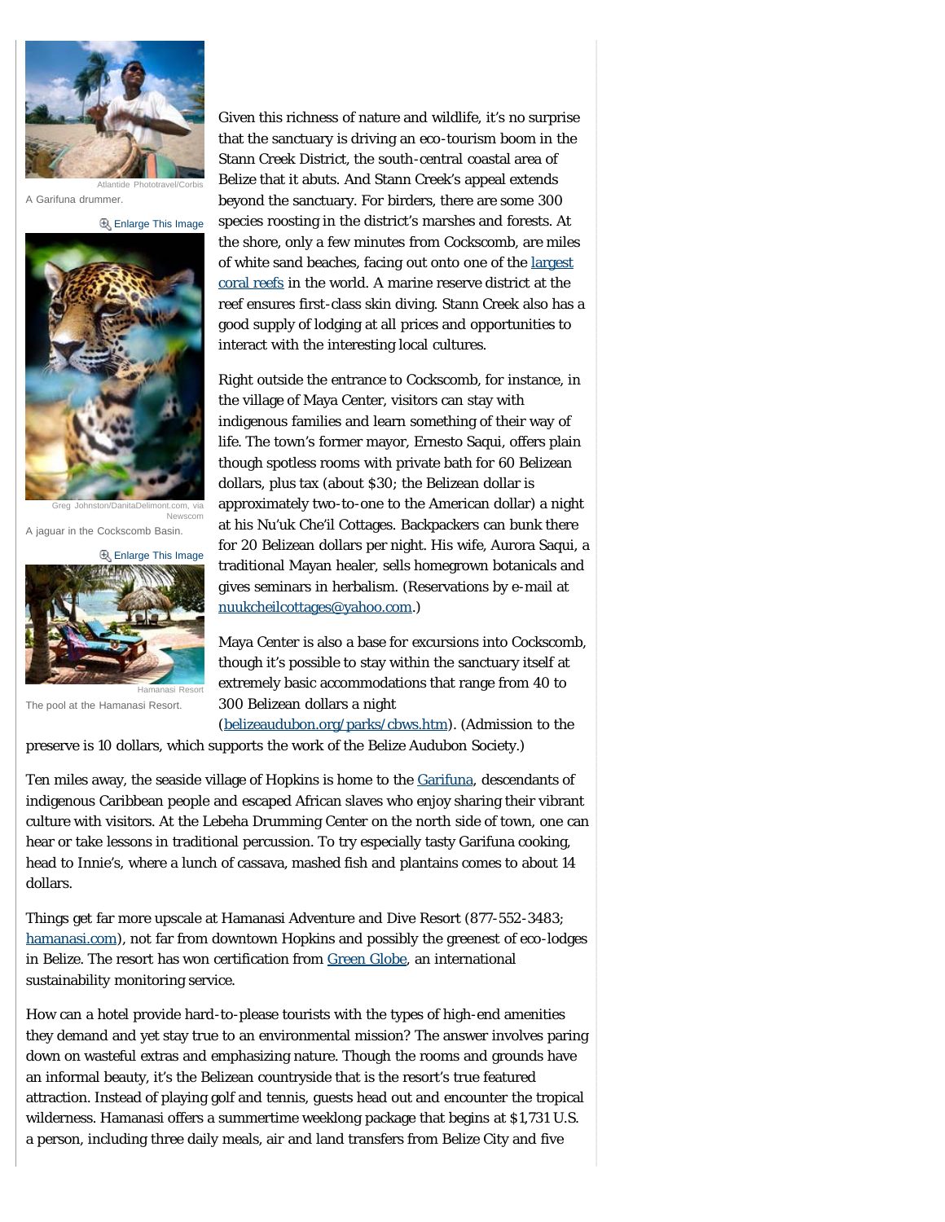Atlantide Phototravel/Corbis

A Garifuna drummer.

Enlarge This Image

Greg Johnston/DanitaDelimont.com, via Newscom

A jaguar in the Cockscomb Basin.

Enlarge This Image

Hamanasi Resort

The pool at the Hamanasi Resort.

Given this richness of nature and wildlife, it's no surprise that the sanctuary is driving an eco-tourism boom in the Stann Creek District, the south-central coastal area of Belize that it abuts. And Stann Creek's appeal extends beyond the sanctuary. For birders, there are some 300 species roosting in the district's marshes and forests. At the shore, only a few minutes from Cockscomb, are miles of white sand beaches, facing out onto one of the [largest coral reefs](largest coral reefs) in the world. A marine reserve district at the reef ensures first-class skin diving. Stann Creek also has a good supply of lodging at all prices and opportunities to interact with the interesting local cultures.

Right outside the entrance to Cockscomb, for instance, in the village of Maya Center, visitors can stay with indigenous families and learn something of their way of life. The town's former mayor, Ernesto Saqui, offers plain though spotless rooms with private bath for 60 Belizean dollars, plus tax (about $30; the Belizean dollar is approximately two-to-one to the American dollar) a night at his Nu'uk Che'il Cottages. Backpackers can bunk there for 20 Belizean dollars per night. His wife, Aurora Saqui, a traditional Mayan healer, sells homegrown botanicals and gives seminars in herbalism. (Reservations by e-mail at nuukcheilcottages@yahoo.com.)

Maya Center is also a base for excursions into Cockscomb, though it's possible to stay within the sanctuary itself at extremely basic accommodations that range from 40 to 300 Belizean dollars a night (belizeaudubon.org/parks/cbws.htm). (Admission to the preserve is 10 dollars, which supports the work of the Belize Audubon Society.)

Ten miles away, the seaside village of Hopkins is home to the Garifuna, descendants of indigenous Caribbean people and escaped African slaves who enjoy sharing their vibrant culture with visitors. At the Lebeha Drumming Center on the north side of town, one can hear or take lessons in traditional percussion. To try especially tasty Garifuna cooking, head to Innie's, where a lunch of cassava, mashed fish and plantains comes to about 14 dollars.

Things get far more upscale at Hamanasi Adventure and Dive Resort (877-552-3483; hamanasi.com), not far from downtown Hopkins and possibly the greenest of eco-lodges in Belize. The resort has won certification from Green Globe, an international sustainability monitoring service.

How can a hotel provide hard-to-please tourists with the types of high-end amenities they demand and yet stay true to an environmental mission? The answer involves paring down on wasteful extras and emphasizing nature. Though the rooms and grounds have an informal beauty, it's the Belizean countryside that is the resort's true featured attraction. Instead of playing golf and tennis, guests head out and encounter the tropical wilderness. Hamanasi offers a summertime weeklong package that begins at $1,731 U.S. a person, including three daily meals, air and land transfers from Belize City and five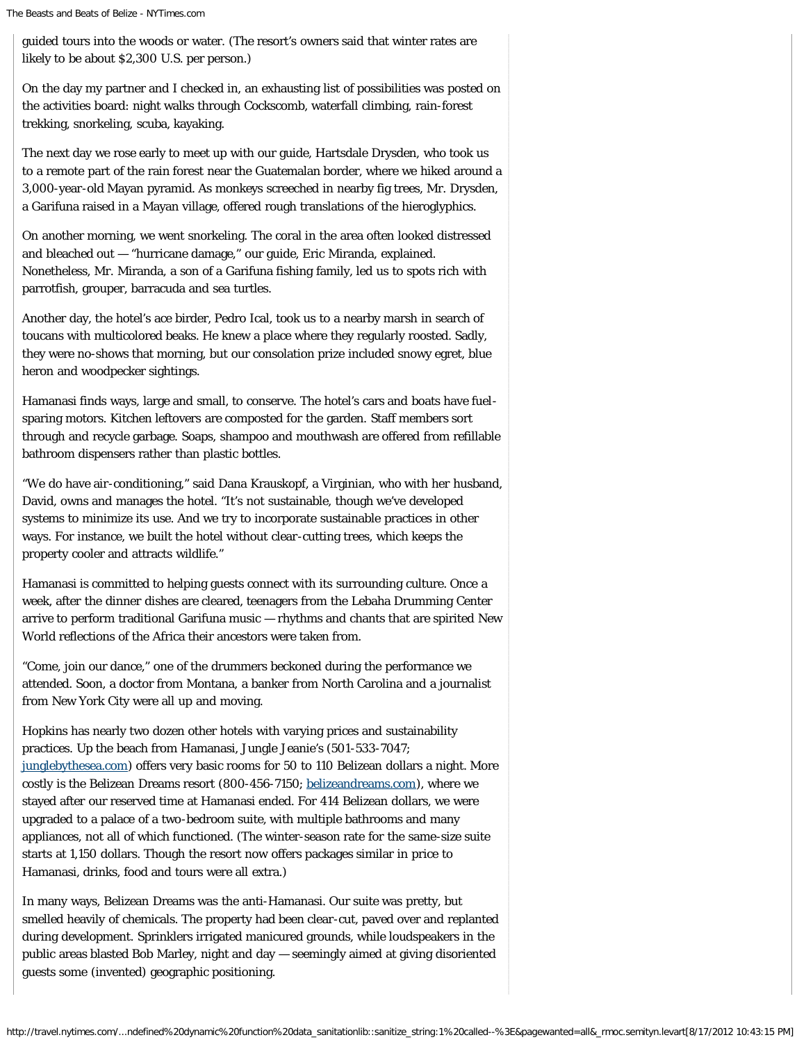guided tours into the woods or water. (The resort's owners said that winter rates are likely to be about $2,300 U.S. per person.)

On the day my partner and I checked in, an exhausting list of possibilities was posted on the activities board: night walks through Cockscomb, waterfall climbing, rain-forest trekking, snorkeling, scuba, kayaking.

The next day we rose early to meet up with our guide, Hartsdale Drysden, who took us to a remote part of the rain forest near the Guatemalan border, where we hiked around a 3,000-year-old Mayan pyramid. As monkeys screeched in nearby fig trees, Mr. Drysden, a Garifuna raised in a Mayan village, offered rough translations of the hieroglyphics.

On another morning, we went snorkeling. The coral in the area often looked distressed and bleached out — "hurricane damage," our guide, Eric Miranda, explained. Nonetheless, Mr. Miranda, a son of a Garifuna fishing family, led us to spots rich with parrotfish, grouper, barracuda and sea turtles.

Another day, the hotel's ace birder, Pedro Ical, took us to a nearby marsh in search of toucans with multicolored beaks. He knew a place where they regularly roosted. Sadly, they were no-shows that morning, but our consolation prize included snowy egret, blue heron and woodpecker sightings.

Hamanasi finds ways, large and small, to conserve. The hotel's cars and boats have fuel-sparing motors. Kitchen leftovers are composted for the garden. Staff members sort through and recycle garbage. Soaps, shampoo and mouthwash are offered from refillable bathroom dispensers rather than plastic bottles.

"We do have air-conditioning," said Dana Krauskopf, a Virginian, who with her husband, David, owns and manages the hotel. "It's not sustainable, though we've developed systems to minimize its use. And we try to incorporate sustainable practices in other ways. For instance, we built the hotel without clear-cutting trees, which keeps the property cooler and attracts wildlife."

Hamanasi is committed to helping guests connect with its surrounding culture. Once a week, after the dinner dishes are cleared, teenagers from the Lebaha Drumming Center arrive to perform traditional Garifuna music — rhythms and chants that are spirited New World reflections of the Africa their ancestors were taken from.

"Come, join our dance," one of the drummers beckoned during the performance we attended. Soon, a doctor from Montana, a banker from North Carolina and a journalist from New York City were all up and moving.

Hopkins has nearly two dozen other hotels with varying prices and sustainability practices. Up the beach from Hamanasi, Jungle Jeanie's (501-533-7047; [junglebythesea.com](junglebythesea.com)) offers very basic rooms for 50 to 110 Belizean dollars a night. More costly is the Belizean Dreams resort (800-456-7150; [belizeandreams.com](belizeandreams.com)), where we stayed after our reserved time at Hamanasi ended. For 414 Belizean dollars, we were upgraded to a palace of a two-bedroom suite, with multiple bathrooms and many appliances, not all of which functioned. (The winter-season rate for the same-size suite starts at 1,150 dollars. Though the resort now offers packages similar in price to Hamanasi, drinks, food and tours were all extra.)

In many ways, Belizean Dreams was the anti-Hamanasi. Our suite was pretty, but smelled heavily of chemicals. The property had been clear-cut, paved over and replanted during development. Sprinklers irrigated manicured grounds, while loudspeakers in the public areas blasted Bob Marley, night and day — seemingly aimed at giving disoriented guests some (invented) geographic positioning.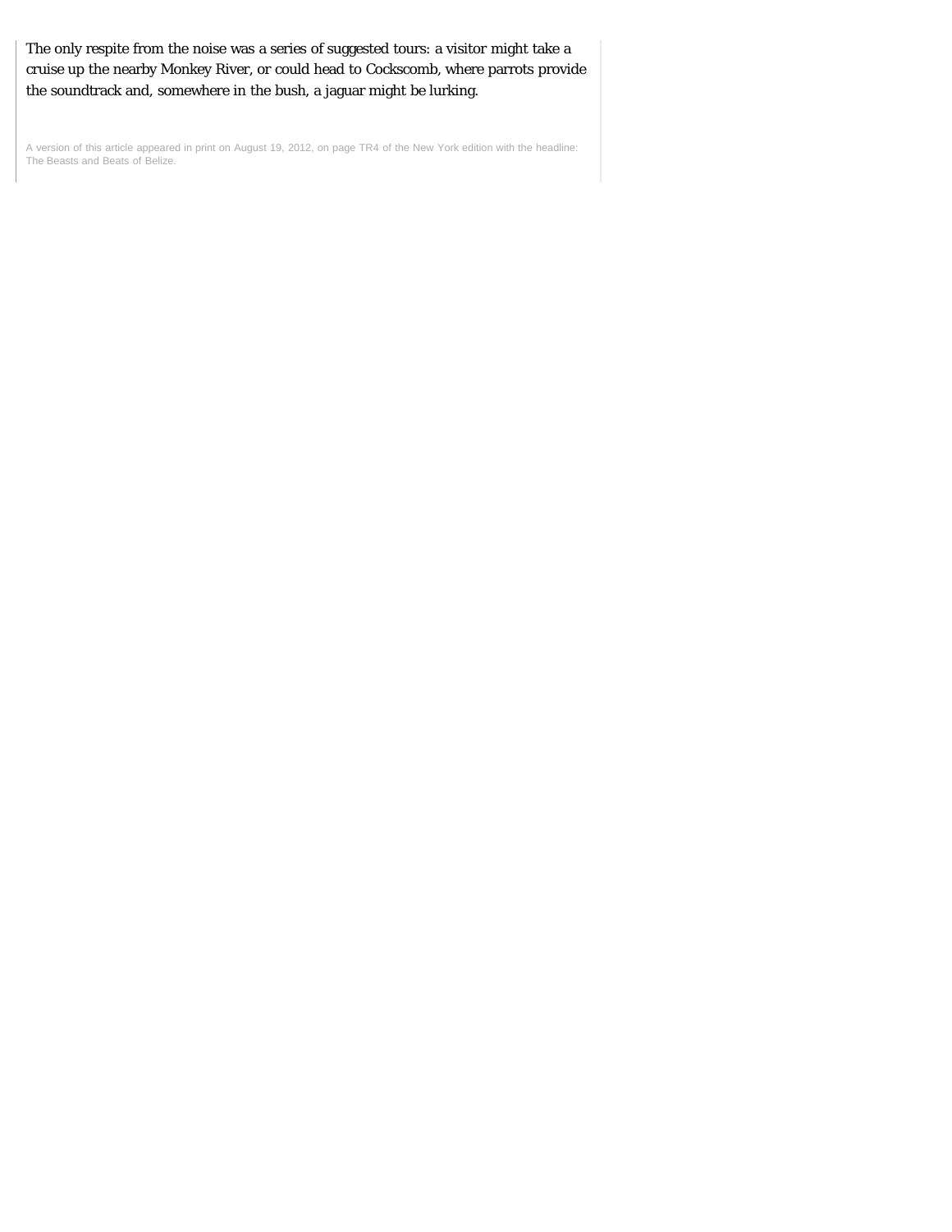The only respite from the noise was a series of suggested tours: a visitor might take a cruise up the nearby Monkey River, or could head to Cockscomb, where parrots provide the soundtrack and, somewhere in the bush, a jaguar might be lurking.

A version of this article appeared in print on August 19, 2012, on page TR4 of the New York edition with the headline: The Beasts and Beats of Belize.